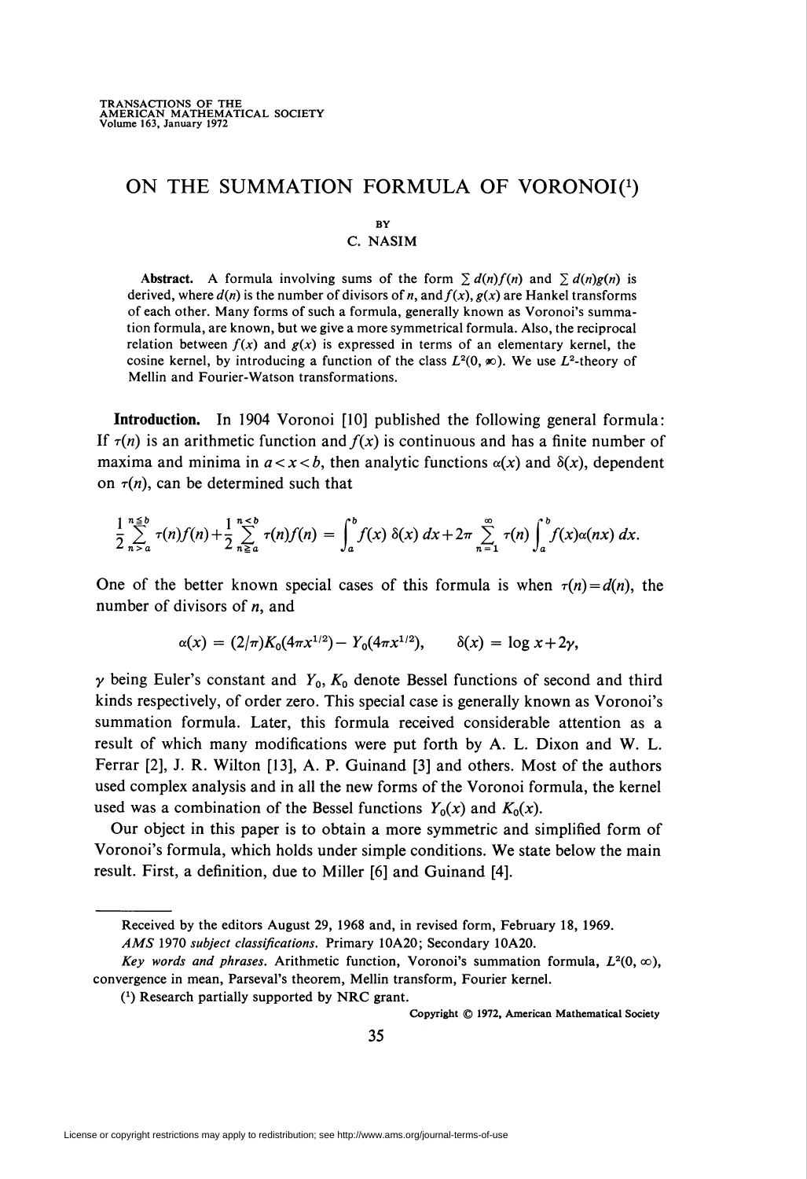# ON THE SUMMATION FORMULA OF VORONOI[1]

BY

C. NASIM

**Abstract.** A formula involving sums of the form $\sum d(n)f(n)$ and $\sum d(n)g(n)$ is derived, where $d(n)$ is the number of divisors of $n$, and $f(x)$, $g(x)$ are Hankel transforms of each other. Many forms of such a formula, generally known as Voronoi's summation formula, are known, but we give a more symmetrical formula. Also, the reciprocal relation between $f(x)$ and $g(x)$ is expressed in terms of an elementary kernel, the cosine kernel, by introducing a function of the class $L^2(0, \infty)$. We use $L^2$-theory of Mellin and Fourier-Watson transformations.

**Introduction.** In 1904 Voronoi [10] published the following general formula: If $\tau(n)$ is an arithmetic function and $f(x)$ is continuous and has a finite number of maxima and minima in $a<x<b$, then analytic functions $\alpha(x)$ and $\delta(x)$, dependent on $\tau(n)$, can be determined such that

$$\frac{1}{2}\sum_{n>a}^{n\leqq b} \tau(n)f(n)+\frac{1}{2}\sum_{n\geqq a}^{n<b} \tau(n)f(n) = \int_a^b f(x)\,\delta(x)\,dx+2\pi\sum_{n=1}^{\infty}\tau(n)\int_a^b f(x)\alpha(nx)\,dx.$$

One of the better known special cases of this formula is when $\tau(n)=d(n)$, the number of divisors of $n$, and

$$\alpha(x) = (2/\pi)K_0(4\pi x^{1/2})-Y_0(4\pi x^{1/2}), \qquad \delta(x) = \log x+2\gamma,$$

$\gamma$ being Euler's constant and $Y_0$, $K_0$ denote Bessel functions of second and third kinds respectively, of order zero. This special case is generally known as Voronoi's summation formula. Later, this formula received considerable attention as a result of which many modifications were put forth by A. L. Dixon and W. L. Ferrar [2], J. R. Wilton [13], A. P. Guinand [3] and others. Most of the authors used complex analysis and in all the new forms of the Voronoi formula, the kernel used was a combination of the Bessel functions $Y_0(x)$ and $K_0(x)$.

Our object in this paper is to obtain a more symmetric and simplified form of Voronoi's formula, which holds under simple conditions. We state below the main result. First, a definition, due to Miller [6] and Guinand [4].

---

Received by the editors August 29, 1968 and, in revised form, February 18, 1969.

*AMS 1970 subject classifications.* Primary 10A20; Secondary 10A20.

*Key words and phrases.* Arithmetic function, Voronoi's summation formula, $L^2(0, \infty)$, convergence in mean, Parseval's theorem, Mellin transform, Fourier kernel.

[1] Research partially supported by NRC grant.

Copyright © 1972, American Mathematical Society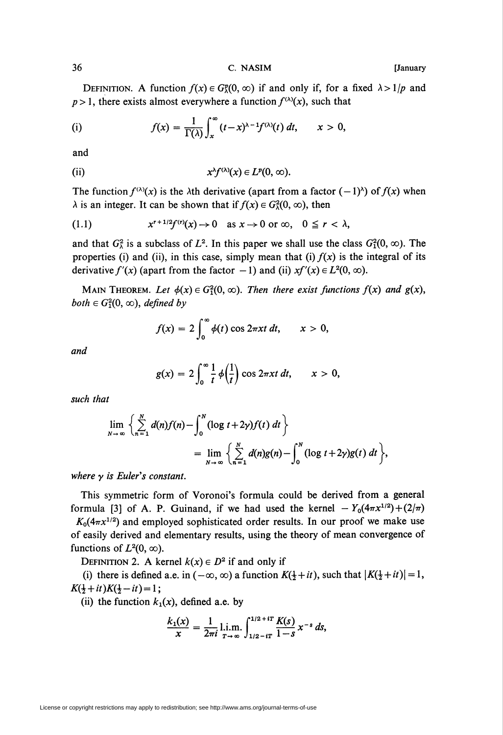DEFINITION. A function $f(x) \in G_\lambda^p(0, \infty)$ if and only if, for a fixed $\lambda > 1/p$ and $p > 1$, there exists almost everywhere a function $f^{(\lambda)}(x)$, such that

$$\text{(i)} \qquad f(x) = \frac{1}{\Gamma(\lambda)} \int_x^\infty (t-x)^{\lambda-1} f^{(\lambda)}(t)\, dt, \qquad x > 0,$$

and

$$\text{(ii)} \qquad x^\lambda f^{(\lambda)}(x) \in L^p(0, \infty).$$

The function $f^{(\lambda)}(x)$ is the $\lambda$th derivative (apart from a factor $(-1)^\lambda$) of $f(x)$ when $\lambda$ is an integer. It can be shown that if $f(x) \in G_\lambda^2(0, \infty)$, then

$$\text{(1.1)} \qquad x^{r+1/2} f^{(r)}(x) \to 0 \quad \text{as } x \to 0 \text{ or } \infty, \quad 0 \leqq r < \lambda,$$

and that $G_\lambda^2$ is a subclass of $L^2$. In this paper we shall use the class $G_1^2(0, \infty)$. The properties (i) and (ii), in this case, simply mean that (i) $f(x)$ is the integral of its derivative $f'(x)$ (apart from the factor $-1$) and (ii) $xf'(x) \in L^2(0, \infty)$.

MAIN THEOREM. *Let $\phi(x) \in G_1^2(0, \infty)$. Then there exist functions $f(x)$ and $g(x)$, both $\in G_1^2(0, \infty)$, defined by*

$$f(x) = 2 \int_0^\infty \phi(t) \cos 2\pi xt\, dt, \qquad x > 0,$$

*and*

$$g(x) = 2 \int_0^\infty \frac{1}{t} \phi\left(\frac{1}{t}\right) \cos 2\pi xt\, dt, \qquad x > 0,$$

*such that*

$$\lim_{N \to \infty} \left\{ \sum_{n=1}^N d(n) f(n) - \int_0^N (\log t + 2\gamma) f(t)\, dt \right\} = \lim_{N \to \infty} \left\{ \sum_{n=1}^N d(n) g(n) - \int_0^N (\log t + 2\gamma) g(t)\, dt \right\},$$

*where $\gamma$ is Euler's constant.*

This symmetric form of Voronoi's formula could be derived from a general formula [3] of A. P. Guinand, if we had used the kernel $-Y_0(4\pi x^{1/2}) + (2/\pi) K_0(4\pi x^{1/2})$ and employed sophisticated order results. In our proof we make use of easily derived and elementary results, using the theory of mean convergence of functions of $L^2(0, \infty)$.

DEFINITION 2. A kernel $k(x) \in D^2$ if and only if

(i) there is defined a.e. in $(-\infty, \infty)$ a function $K(\frac{1}{2} + it)$, such that $|K(\frac{1}{2} + it)| = 1$, $K(\frac{1}{2} + it) K(\frac{1}{2} - it) = 1$;

(ii) the function $k_1(x)$, defined a.e. by

$$\frac{k_1(x)}{x} = \frac{1}{2\pi i} \underset{T \to \infty}{\text{l.i.m.}} \int_{1/2 - iT}^{1/2 + iT} \frac{K(s)}{1-s} x^{-s}\, ds,$$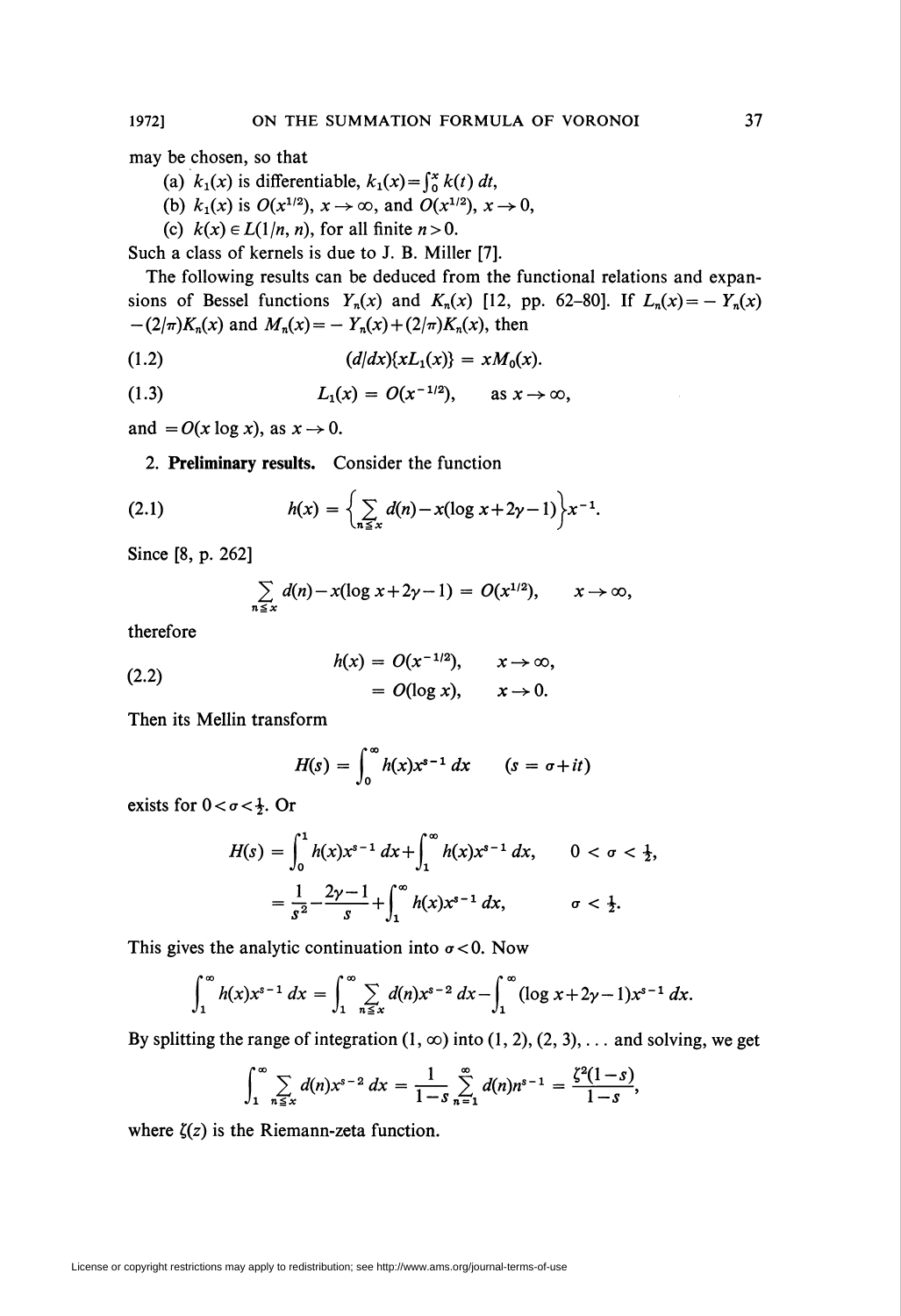may be chosen, so that

(a) $k_1(x)$ is differentiable, $k_1(x) = \int_0^x k(t)\,dt$,

(b) $k_1(x)$ is $O(x^{1/2})$, $x \to \infty$, and $O(x^{1/2})$, $x \to 0$,

(c) $k(x) \in L(1/n, n)$, for all finite $n > 0$.

Such a class of kernels is due to J. B. Miller [7].

The following results can be deduced from the functional relations and expansions of Bessel functions $Y_n(x)$ and $K_n(x)$ [12, pp. 62–80]. If $L_n(x) = -Y_n(x) - (2/\pi)K_n(x)$ and $M_n(x) = -Y_n(x) + (2/\pi)K_n(x)$, then

$$(d/dx)\{xL_1(x)\} = xM_0(x). \tag{1.2}$$

$$L_1(x) = O(x^{-1/2}), \qquad \text{as } x \to \infty, \tag{1.3}$$

and $= O(x \log x)$, as $x \to 0$.

**2. Preliminary results.** Consider the function

$$h(x) = \left\{ \sum_{n \leq x} d(n) - x(\log x + 2\gamma - 1) \right\} x^{-1}. \tag{2.1}$$

Since [8, p. 262]

$$\sum_{n \leq x} d(n) - x(\log x + 2\gamma - 1) = O(x^{1/2}), \qquad x \to \infty,$$

therefore

$$\begin{aligned} h(x) &= O(x^{-1/2}), \qquad x \to \infty, \\ &= O(\log x), \qquad x \to 0. \end{aligned} \tag{2.2}$$

Then its Mellin transform

$$H(s) = \int_0^\infty h(x)x^{s-1}\,dx \qquad (s = \sigma + it)$$

exists for $0 < \sigma < \frac{1}{2}$. Or

$$\begin{aligned} H(s) &= \int_0^1 h(x)x^{s-1}\,dx + \int_1^\infty h(x)x^{s-1}\,dx, \qquad 0 < \sigma < \tfrac{1}{2}, \\ &= \frac{1}{s^2} - \frac{2\gamma - 1}{s} + \int_1^\infty h(x)x^{s-1}\,dx, \qquad \sigma < \tfrac{1}{2}. \end{aligned}$$

This gives the analytic continuation into $\sigma < 0$. Now

$$\int_1^\infty h(x)x^{s-1}\,dx = \int_1^\infty \sum_{n \leq x} d(n)x^{s-2}\,dx - \int_1^\infty (\log x + 2\gamma - 1)x^{s-1}\,dx.$$

By splitting the range of integration $(1, \infty)$ into $(1, 2), (2, 3), \ldots$ and solving, we get

$$\int_1^\infty \sum_{n \leq x} d(n)x^{s-2}\,dx = \frac{1}{1-s} \sum_{n=1}^\infty d(n)n^{s-1} = \frac{\zeta^2(1-s)}{1-s},$$

where $\zeta(z)$ is the Riemann-zeta function.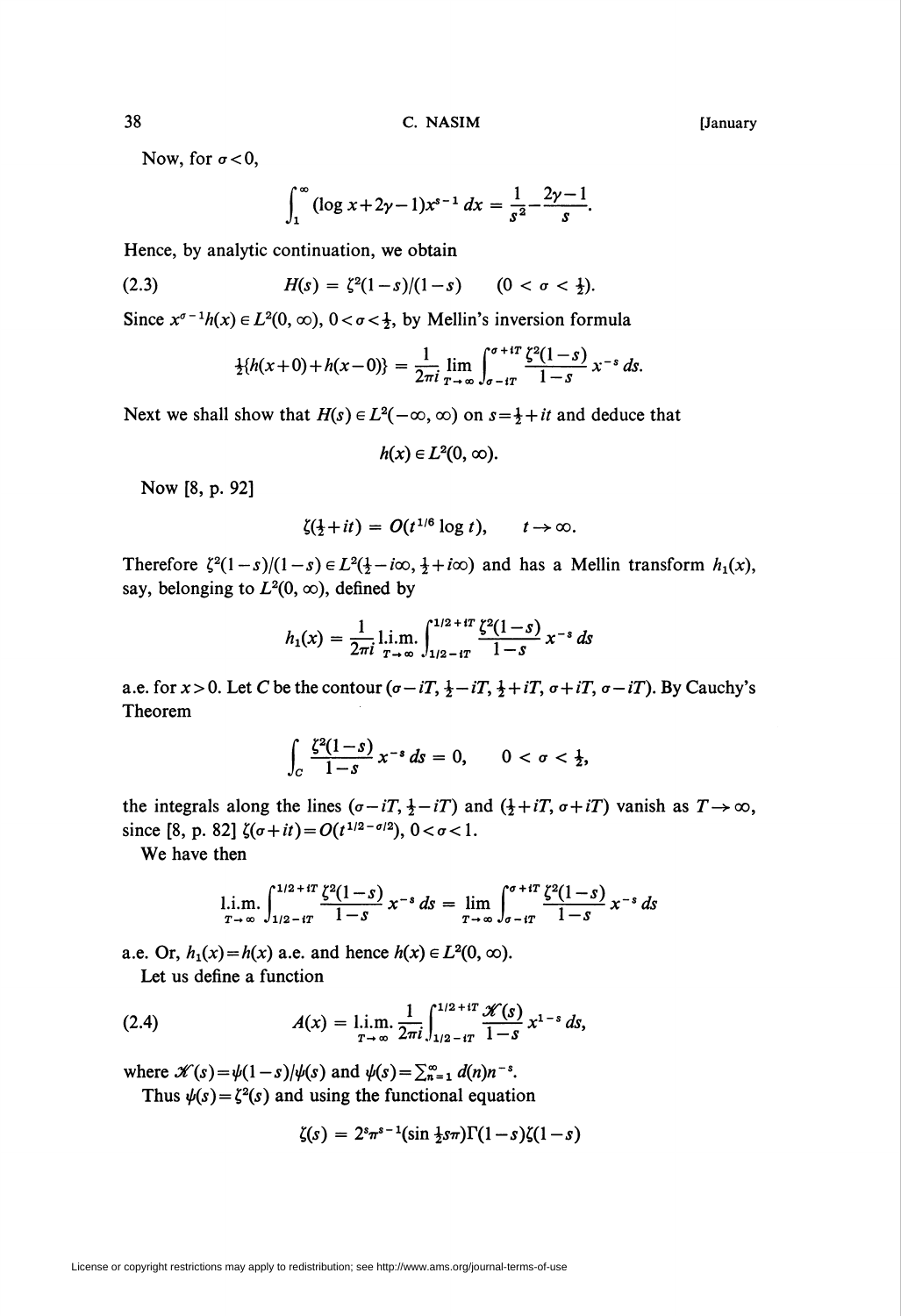Now, for $\sigma < 0$,

$$\int_1^\infty (\log x + 2\gamma - 1)x^{s-1}\,dx = \frac{1}{s^2} - \frac{2\gamma - 1}{s}.$$

Hence, by analytic continuation, we obtain

$$H(s) = \zeta^2(1-s)/(1-s) \qquad (0 < \sigma < \tfrac{1}{2}). \tag{2.3}$$

Since $x^{\sigma-1}h(x) \in L^2(0, \infty)$, $0 < \sigma < \frac{1}{2}$, by Mellin's inversion formula

$$\tfrac{1}{2}\{h(x+0) + h(x-0)\} = \frac{1}{2\pi i} \lim_{T\to\infty} \int_{\sigma - iT}^{\sigma + iT} \frac{\zeta^2(1-s)}{1-s}\, x^{-s}\,ds.$$

Next we shall show that $H(s) \in L^2(-\infty, \infty)$ on $s = \frac{1}{2} + it$ and deduce that

$$h(x) \in L^2(0, \infty).$$

Now [8, p. 92]

$$\zeta(\tfrac{1}{2} + it) = O(t^{1/6} \log t), \qquad t \to \infty.$$

Therefore $\zeta^2(1-s)/(1-s) \in L^2(\frac{1}{2} - i\infty, \frac{1}{2} + i\infty)$ and has a Mellin transform $h_1(x)$, say, belonging to $L^2(0, \infty)$, defined by

$$h_1(x) = \frac{1}{2\pi i} \operatorname*{l.i.m.}_{T\to\infty} \int_{1/2 - iT}^{1/2 + iT} \frac{\zeta^2(1-s)}{1-s}\, x^{-s}\,ds$$

a.e. for $x > 0$. Let $C$ be the contour $(\sigma - iT, \frac{1}{2} - iT, \frac{1}{2} + iT, \sigma + iT, \sigma - iT)$. By Cauchy's Theorem

$$\int_C \frac{\zeta^2(1-s)}{1-s}\, x^{-s}\,ds = 0, \qquad 0 < \sigma < \tfrac{1}{2},$$

the integrals along the lines $(\sigma - iT, \frac{1}{2} - iT)$ and $(\frac{1}{2} + iT, \sigma + iT)$ vanish as $T \to \infty$, since [8, p. 82] $\zeta(\sigma + it) = O(t^{1/2 - \sigma/2})$, $0 < \sigma < 1$.

We have then

$$\operatorname*{l.i.m.}_{T\to\infty} \int_{1/2 - iT}^{1/2 + iT} \frac{\zeta^2(1-s)}{1-s}\, x^{-s}\,ds = \lim_{T\to\infty} \int_{\sigma - iT}^{\sigma + iT} \frac{\zeta^2(1-s)}{1-s}\, x^{-s}\,ds$$

a.e. Or, $h_1(x) = h(x)$ a.e. and hence $h(x) \in L^2(0, \infty)$.

Let us define a function

$$A(x) = \operatorname*{l.i.m.}_{T\to\infty} \frac{1}{2\pi i} \int_{1/2 - iT}^{1/2 + iT} \frac{\mathscr{K}(s)}{1-s}\, x^{1-s}\,ds, \tag{2.4}$$

where $\mathscr{K}(s) = \psi(1-s)/\psi(s)$ and $\psi(s) = \sum_{n=1}^\infty d(n) n^{-s}$.

Thus $\psi(s) = \zeta^2(s)$ and using the functional equation

$$\zeta(s) = 2^s \pi^{s-1} (\sin \tfrac{1}{2} s\pi) \Gamma(1-s) \zeta(1-s)$$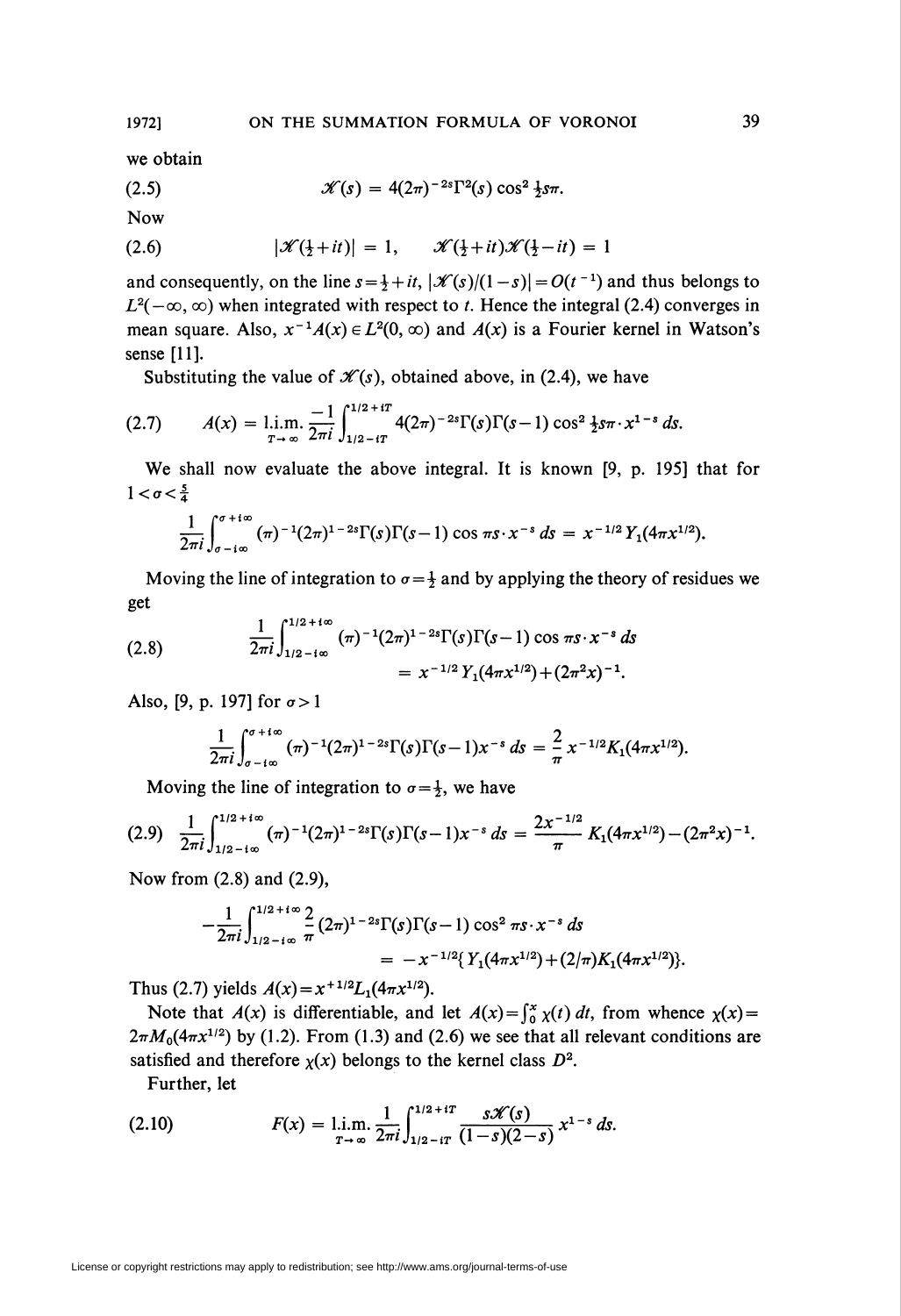we obtain

$$\mathscr{K}(s) = 4(2\pi)^{-2s}\Gamma^2(s)\cos^2 \tfrac{1}{2}s\pi. \tag{2.5}$$

Now

$$|\mathscr{K}(\tfrac{1}{2}+it)| = 1, \qquad \mathscr{K}(\tfrac{1}{2}+it)\mathscr{K}(\tfrac{1}{2}-it) = 1 \tag{2.6}$$

and consequently, on the line $s=\frac{1}{2}+it$, $|\mathscr{K}(s)/(1-s)|=O(t^{-1})$ and thus belongs to $L^2(-\infty,\infty)$ when integrated with respect to $t$. Hence the integral (2.4) converges in mean square. Also, $x^{-1}A(x)\in L^2(0,\infty)$ and $A(x)$ is a Fourier kernel in Watson's sense [11].

Substituting the value of $\mathscr{K}(s)$, obtained above, in (2.4), we have

$$A(x) = \operatorname*{l.i.m.}_{T\to\infty} \frac{-1}{2\pi i}\int_{1/2-iT}^{1/2+iT} 4(2\pi)^{-2s}\Gamma(s)\Gamma(s-1)\cos^2 \tfrac{1}{2}s\pi\cdot x^{1-s}\, ds. \tag{2.7}$$

We shall now evaluate the above integral. It is known [9, p. 195] that for $1<\sigma<\frac{5}{4}$

$$\frac{1}{2\pi i}\int_{\sigma-i\infty}^{\sigma+i\infty} (\pi)^{-1}(2\pi)^{1-2s}\Gamma(s)\Gamma(s-1)\cos \pi s\cdot x^{-s}\, ds = x^{-1/2}Y_1(4\pi x^{1/2}).$$

Moving the line of integration to $\sigma=\frac{1}{2}$ and by applying the theory of residues we get

$$\frac{1}{2\pi i}\int_{1/2-i\infty}^{1/2+i\infty} (\pi)^{-1}(2\pi)^{1-2s}\Gamma(s)\Gamma(s-1)\cos \pi s\cdot x^{-s}\, ds = x^{-1/2}Y_1(4\pi x^{1/2})+(2\pi^2 x)^{-1}. \tag{2.8}$$

Also, [9, p. 197] for $\sigma>1$

$$\frac{1}{2\pi i}\int_{\sigma-i\infty}^{\sigma+i\infty} (\pi)^{-1}(2\pi)^{1-2s}\Gamma(s)\Gamma(s-1)x^{-s}\, ds = \frac{2}{\pi}x^{-1/2}K_1(4\pi x^{1/2}).$$

Moving the line of integration to $\sigma=\frac{1}{2}$, we have

$$\frac{1}{2\pi i}\int_{1/2-i\infty}^{1/2+i\infty} (\pi)^{-1}(2\pi)^{1-2s}\Gamma(s)\Gamma(s-1)x^{-s}\, ds = \frac{2x^{-1/2}}{\pi}K_1(4\pi x^{1/2})-(2\pi^2 x)^{-1}. \tag{2.9}$$

Now from (2.8) and (2.9),

$$-\frac{1}{2\pi i}\int_{1/2-i\infty}^{1/2+i\infty} \frac{2}{\pi}(2\pi)^{1-2s}\Gamma(s)\Gamma(s-1)\cos^2 \pi s\cdot x^{-s}\, ds = -x^{-1/2}\{Y_1(4\pi x^{1/2})+(2/\pi)K_1(4\pi x^{1/2})\}.$$

Thus (2.7) yields $A(x)=x^{+1/2}L_1(4\pi x^{1/2})$.

Note that $A(x)$ is differentiable, and let $A(x)=\int_0^x \chi(t)\, dt$, from whence $\chi(x)=2\pi M_0(4\pi x^{1/2})$ by (1.2). From (1.3) and (2.6) we see that all relevant conditions are satisfied and therefore $\chi(x)$ belongs to the kernel class $D^2$.

Further, let

$$F(x) = \operatorname*{l.i.m.}_{T\to\infty} \frac{1}{2\pi i}\int_{1/2-iT}^{1/2+iT} \frac{s\mathscr{K}(s)}{(1-s)(2-s)}x^{1-s}\, ds. \tag{2.10}$$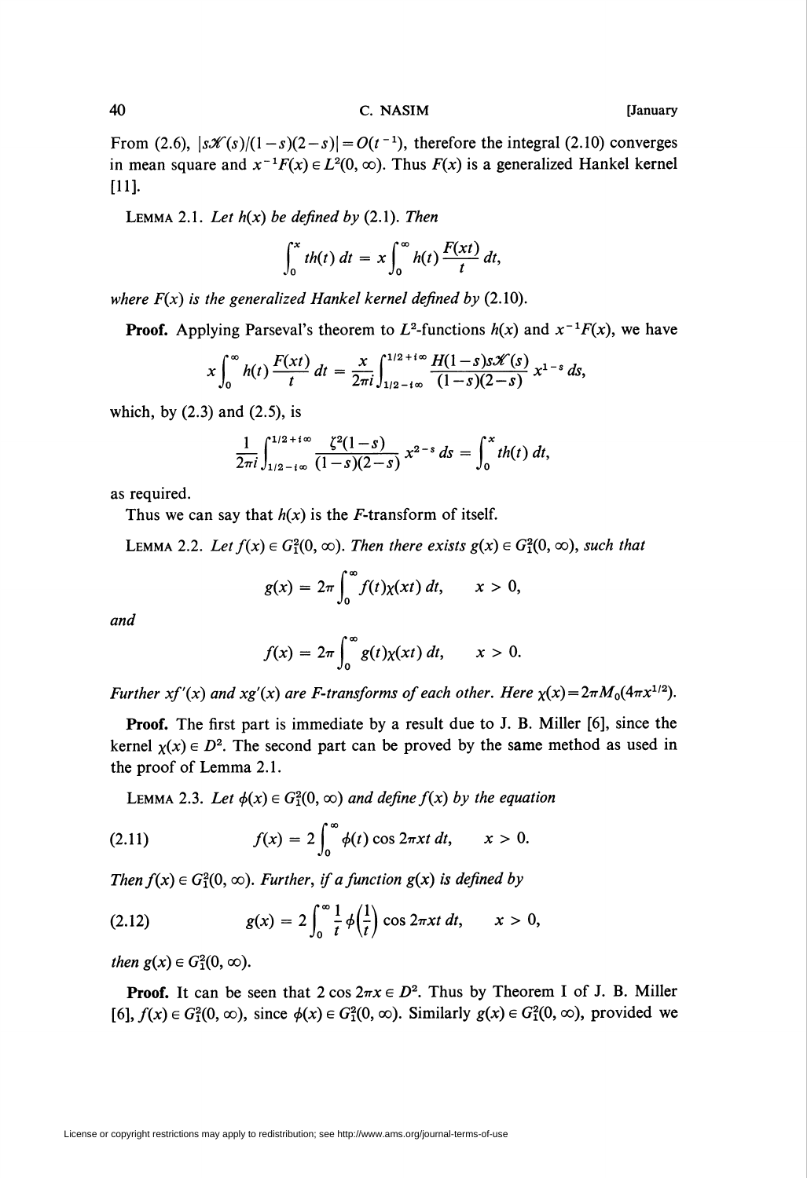From (2.6), $|s\mathscr{K}(s)/(1-s)(2-s)| = O(t^{-1})$, therefore the integral (2.10) converges in mean square and $x^{-1}F(x) \in L^2(0, \infty)$. Thus $F(x)$ is a generalized Hankel kernel [11].

LEMMA 2.1. *Let $h(x)$ be defined by* (2.1). *Then*

$$\int_0^x th(t)\,dt = x\int_0^\infty h(t)\frac{F(xt)}{t}\,dt,$$

*where $F(x)$ is the generalized Hankel kernel defined by* (2.10).

**Proof.** Applying Parseval's theorem to $L^2$-functions $h(x)$ and $x^{-1}F(x)$, we have

$$x\int_0^\infty h(t)\frac{F(xt)}{t}\,dt = \frac{x}{2\pi i}\int_{1/2-i\infty}^{1/2+i\infty}\frac{H(1-s)s\mathscr{K}(s)}{(1-s)(2-s)}\,x^{1-s}\,ds,$$

which, by (2.3) and (2.5), is

$$\frac{1}{2\pi i}\int_{1/2-i\infty}^{1/2+i\infty}\frac{\zeta^2(1-s)}{(1-s)(2-s)}\,x^{2-s}\,ds = \int_0^x th(t)\,dt,$$

as required.

Thus we can say that $h(x)$ is the $F$-transform of itself.

LEMMA 2.2. *Let $f(x) \in G_1^2(0, \infty)$. Then there exists $g(x) \in G_1^2(0, \infty)$, such that*

$$g(x) = 2\pi\int_0^\infty f(t)\chi(xt)\,dt, \qquad x > 0,$$

*and*

$$f(x) = 2\pi\int_0^\infty g(t)\chi(xt)\,dt, \qquad x > 0.$$

*Further $xf'(x)$ and $xg'(x)$ are $F$-transforms of each other. Here $\chi(x) = 2\pi M_0(4\pi x^{1/2})$.*

**Proof.** The first part is immediate by a result due to J. B. Miller [6], since the kernel $\chi(x) \in D^2$. The second part can be proved by the same method as used in the proof of Lemma 2.1.

LEMMA 2.3. *Let $\phi(x) \in G_1^2(0, \infty)$ and define $f(x)$ by the equation*

$$f(x) = 2\int_0^\infty \phi(t)\cos 2\pi xt\,dt, \qquad x > 0. \tag{2.11}$$

*Then $f(x) \in G_1^2(0, \infty)$. Further, if a function $g(x)$ is defined by*

$$g(x) = 2\int_0^\infty \frac{1}{t}\,\phi\!\left(\frac{1}{t}\right)\cos 2\pi xt\,dt, \qquad x > 0, \tag{2.12}$$

*then $g(x) \in G_1^2(0, \infty)$.*

**Proof.** It can be seen that $2\cos 2\pi x \in D^2$. Thus by Theorem I of J. B. Miller [6], $f(x) \in G_1^2(0, \infty)$, since $\phi(x) \in G_1^2(0, \infty)$. Similarly $g(x) \in G_1^2(0, \infty)$, provided we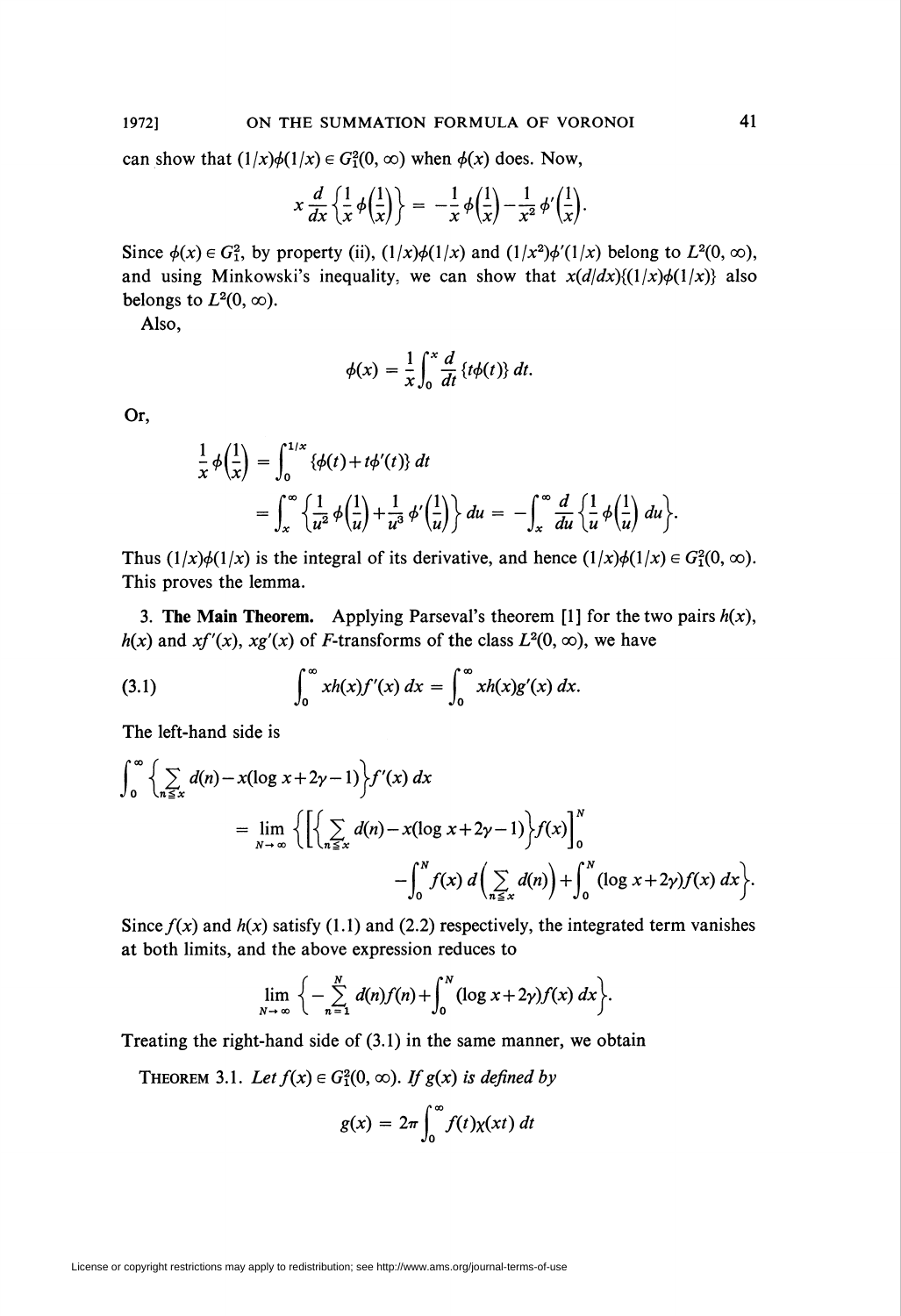can show that $(1/x)\phi(1/x) \in G_1^2(0, \infty)$ when $\phi(x)$ does. Now,

$$x\frac{d}{dx}\left\{\frac{1}{x}\phi\left(\frac{1}{x}\right)\right\} = -\frac{1}{x}\phi\left(\frac{1}{x}\right) - \frac{1}{x^2}\phi'\left(\frac{1}{x}\right).$$

Since $\phi(x) \in G_1^2$, by property (ii), $(1/x)\phi(1/x)$ and $(1/x^2)\phi'(1/x)$ belong to $L^2(0, \infty)$, and using Minkowski's inequality, we can show that $x(d/dx)\{(1/x)\phi(1/x)\}$ also belongs to $L^2(0, \infty)$.

Also,

$$\phi(x) = \frac{1}{x}\int_0^x \frac{d}{dt}\{t\phi(t)\}\, dt.$$

Or,

$$\begin{aligned}
\frac{1}{x}\phi\left(\frac{1}{x}\right) &= \int_0^{1/x} \{\phi(t) + t\phi'(t)\}\, dt \\
&= \int_x^\infty \left\{\frac{1}{u^2}\phi\left(\frac{1}{u}\right) + \frac{1}{u^3}\phi'\left(\frac{1}{u}\right)\right\} du = -\int_x^\infty \frac{d}{du}\left\{\frac{1}{u}\phi\left(\frac{1}{u}\right) du\right\}.
\end{aligned}$$

Thus $(1/x)\phi(1/x)$ is the integral of its derivative, and hence $(1/x)\phi(1/x) \in G_1^2(0, \infty)$. This proves the lemma.

**3. The Main Theorem.** Applying Parseval's theorem [1] for the two pairs $h(x)$, $h(x)$ and $xf'(x)$, $xg'(x)$ of $F$-transforms of the class $L^2(0, \infty)$, we have

$$\int_0^\infty xh(x)f'(x)\, dx = \int_0^\infty xh(x)g'(x)\, dx. \tag{3.1}$$

The left-hand side is

$$\begin{aligned}
\int_0^\infty &\left\{\sum_{n \leqq x} d(n) - x(\log x + 2\gamma - 1)\right\} f'(x)\, dx \\
&= \lim_{N \to \infty} \left\{\left[\left\{\sum_{n \leqq x} d(n) - x(\log x + 2\gamma - 1)\right\} f(x)\right]_0^N \right. \\
&\qquad \left. - \int_0^N f(x)\, d\left(\sum_{n \leqq x} d(n)\right) + \int_0^N (\log x + 2\gamma) f(x)\, dx\right\}.
\end{aligned}$$

Since $f(x)$ and $h(x)$ satisfy (1.1) and (2.2) respectively, the integrated term vanishes at both limits, and the above expression reduces to

$$\lim_{N \to \infty} \left\{-\sum_{n=1}^N d(n)f(n) + \int_0^N (\log x + 2\gamma) f(x)\, dx\right\}.$$

Treating the right-hand side of (3.1) in the same manner, we obtain

**Theorem 3.1.** *Let $f(x) \in G_1^2(0, \infty)$. If $g(x)$ is defined by*

$$g(x) = 2\pi \int_0^\infty f(t)\chi(xt)\, dt$$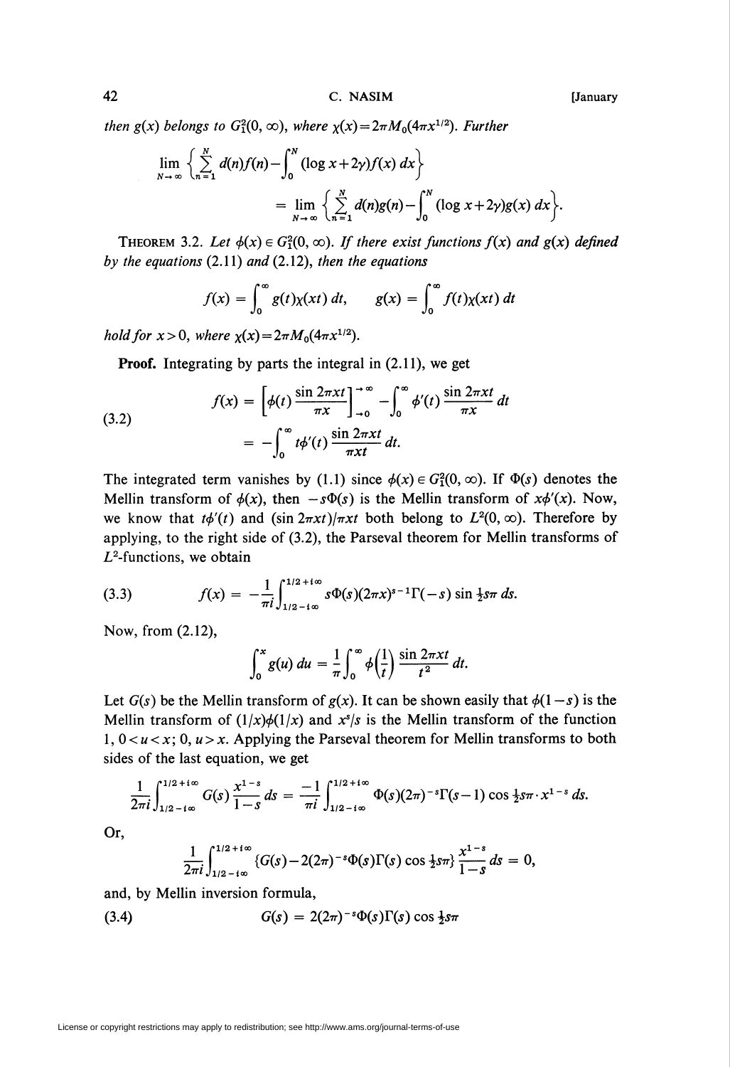*then $g(x)$ belongs to $G_1^2(0, \infty)$, where $\chi(x) = 2\pi M_0(4\pi x^{1/2})$. Further*

$$\lim_{N\to\infty}\left\{\sum_{n=1}^{N} d(n)f(n) - \int_0^N (\log x + 2\gamma)f(x)\,dx\right\}$$
$$= \lim_{N\to\infty}\left\{\sum_{n=1}^{N} d(n)g(n) - \int_0^N (\log x + 2\gamma)g(x)\,dx\right\}.$$

THEOREM 3.2. *Let $\phi(x) \in G_1^2(0, \infty)$. If there exist functions $f(x)$ and $g(x)$ defined by the equations* (2.11) *and* (2.12), *then the equations*

$$f(x) = \int_0^\infty g(t)\chi(xt)\,dt, \qquad g(x) = \int_0^\infty f(t)\chi(xt)\,dt$$

*hold for $x > 0$, where $\chi(x) = 2\pi M_0(4\pi x^{1/2})$.*

**Proof.** Integrating by parts the integral in (2.11), we get

$$\begin{aligned} f(x) &= \left[\phi(t)\frac{\sin 2\pi xt}{\pi x}\right]_{\to 0}^{\to\infty} - \int_0^\infty \phi'(t)\frac{\sin 2\pi xt}{\pi x}\,dt \\ &= -\int_0^\infty t\phi'(t)\frac{\sin 2\pi xt}{\pi xt}\,dt. \end{aligned} \tag{3.2}$$

The integrated term vanishes by (1.1) since $\phi(x) \in G_1^2(0, \infty)$. If $\Phi(s)$ denotes the Mellin transform of $\phi(x)$, then $-s\Phi(s)$ is the Mellin transform of $x\phi'(x)$. Now, we know that $t\phi'(t)$ and $(\sin 2\pi xt)/\pi xt$ both belong to $L^2(0, \infty)$. Therefore by applying, to the right side of (3.2), the Parseval theorem for Mellin transforms of $L^2$-functions, we obtain

$$f(x) = -\frac{1}{\pi i}\int_{1/2-i\infty}^{1/2+i\infty} s\Phi(s)(2\pi x)^{s-1}\Gamma(-s)\sin\tfrac{1}{2}s\pi\,ds. \tag{3.3}$$

Now, from (2.12),

$$\int_0^x g(u)\,du = \frac{1}{\pi}\int_0^\infty \phi\left(\frac{1}{t}\right)\frac{\sin 2\pi xt}{t^2}\,dt.$$

Let $G(s)$ be the Mellin transform of $g(x)$. It can be shown easily that $\phi(1-s)$ is the Mellin transform of $(1/x)\phi(1/x)$ and $x^s/s$ is the Mellin transform of the function $1$, $0 < u < x$; $0$, $u > x$. Applying the Parseval theorem for Mellin transforms to both sides of the last equation, we get

$$\frac{1}{2\pi i}\int_{1/2-i\infty}^{1/2+i\infty} G(s)\frac{x^{1-s}}{1-s}\,ds = \frac{-1}{\pi i}\int_{1/2-i\infty}^{1/2+i\infty} \Phi(s)(2\pi)^{-s}\Gamma(s-1)\cos\tfrac{1}{2}s\pi\cdot x^{1-s}\,ds.$$

Or,

$$\frac{1}{2\pi i}\int_{1/2-i\infty}^{1/2+i\infty} \{G(s) - 2(2\pi)^{-s}\Phi(s)\Gamma(s)\cos\tfrac{1}{2}s\pi\}\frac{x^{1-s}}{1-s}\,ds = 0,$$

and, by Mellin inversion formula,

$$G(s) = 2(2\pi)^{-s}\Phi(s)\Gamma(s)\cos\tfrac{1}{2}s\pi \tag{3.4}$$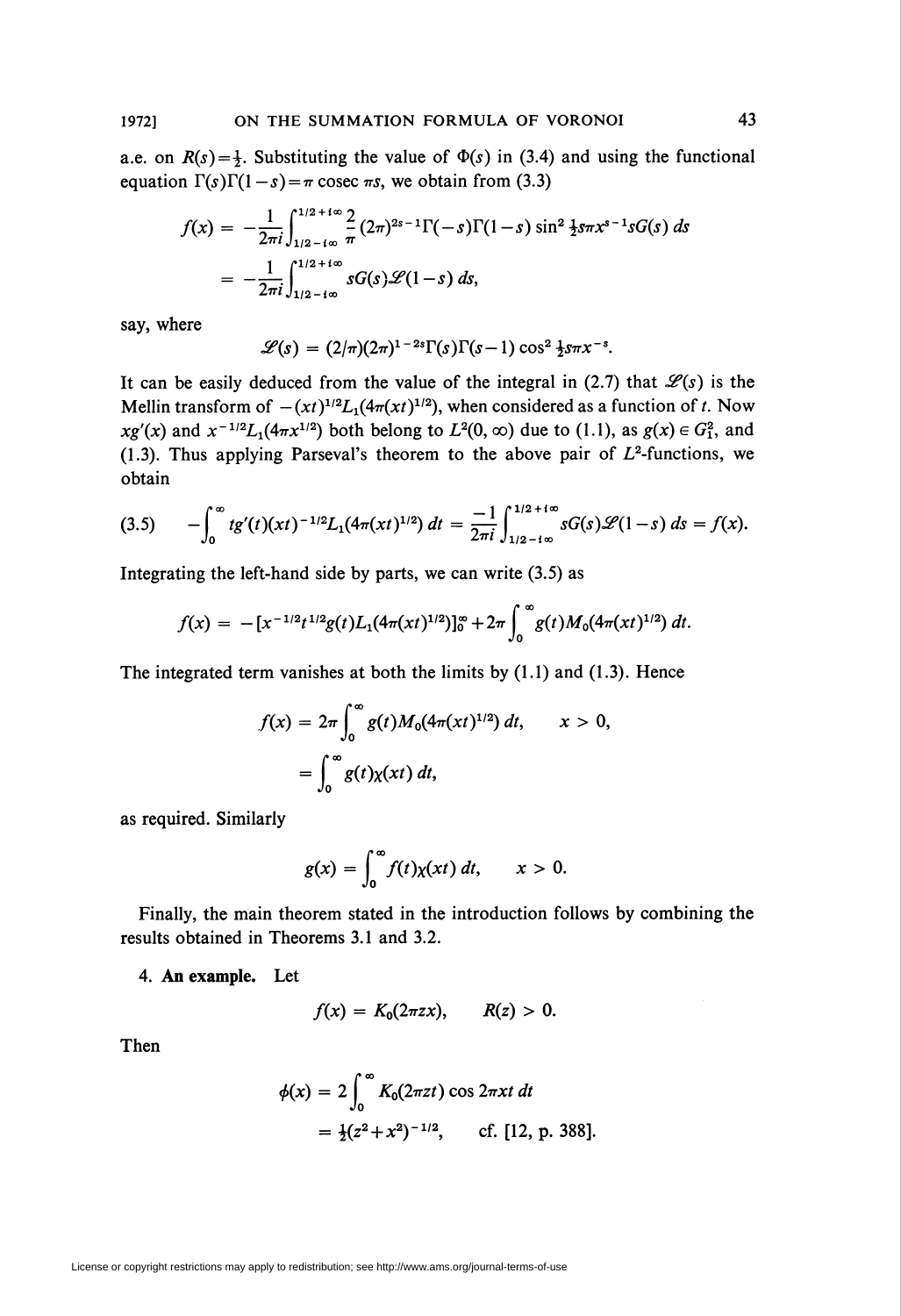a.e. on $R(s)=\frac{1}{2}$. Substituting the value of $\Phi(s)$ in (3.4) and using the functional equation $\Gamma(s)\Gamma(1-s)=\pi \operatorname{cosec} \pi s$, we obtain from (3.3)

$$f(x) = -\frac{1}{2\pi i}\int_{1/2-i\infty}^{1/2+i\infty} \frac{2}{\pi}(2\pi)^{2s-1}\Gamma(-s)\Gamma(1-s)\sin^2 \tfrac{1}{2}s\pi x^{s-1} sG(s)\, ds$$

$$= -\frac{1}{2\pi i}\int_{1/2-i\infty}^{1/2+i\infty} sG(s)\mathscr{L}(1-s)\, ds,$$

say, where

$$\mathscr{L}(s) = (2/\pi)(2\pi)^{1-2s}\Gamma(s)\Gamma(s-1)\cos^2 \tfrac{1}{2}s\pi x^{-s}.$$

It can be easily deduced from the value of the integral in (2.7) that $\mathscr{L}(s)$ is the Mellin transform of $-(xt)^{1/2}L_1(4\pi(xt)^{1/2})$, when considered as a function of $t$. Now $xg'(x)$ and $x^{-1/2}L_1(4\pi x^{1/2})$ both belong to $L^2(0,\infty)$ due to (1.1), as $g(x)\in G_1^2$, and (1.3). Thus applying Parseval's theorem to the above pair of $L^2$-functions, we obtain

$$\text{(3.5)} \qquad -\int_0^\infty tg'(t)(xt)^{-1/2}L_1(4\pi(xt)^{1/2})\, dt = \frac{-1}{2\pi i}\int_{1/2-i\infty}^{1/2+i\infty} sG(s)\mathscr{L}(1-s)\, ds = f(x).$$

Integrating the left-hand side by parts, we can write (3.5) as

$$f(x) = -[x^{-1/2}t^{1/2}g(t)L_1(4\pi(xt)^{1/2})]_0^\infty + 2\pi\int_0^\infty g(t)M_0(4\pi(xt)^{1/2})\, dt.$$

The integrated term vanishes at both the limits by (1.1) and (1.3). Hence

$$f(x) = 2\pi\int_0^\infty g(t)M_0(4\pi(xt)^{1/2})\, dt, \qquad x>0,$$

$$= \int_0^\infty g(t)\chi(xt)\, dt,$$

as required. Similarly

$$g(x) = \int_0^\infty f(t)\chi(xt)\, dt, \qquad x>0.$$

Finally, the main theorem stated in the introduction follows by combining the results obtained in Theorems 3.1 and 3.2.

**4. An example.** Let

$$f(x) = K_0(2\pi z x), \qquad R(z)>0.$$

Then

$$\phi(x) = 2\int_0^\infty K_0(2\pi z t)\cos 2\pi x t\, dt$$

$$= \tfrac{1}{2}(z^2+x^2)^{-1/2}, \qquad \text{cf. [12, p. 388].}$$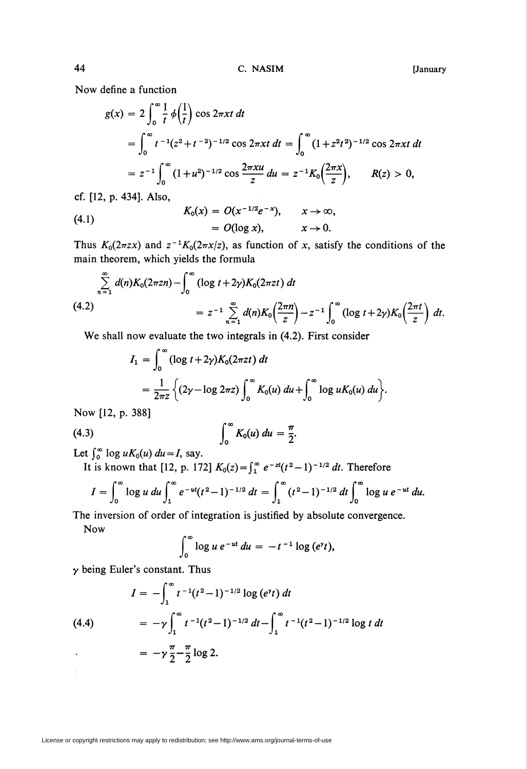Now define a function

$$g(x) = 2\int_0^\infty \frac{1}{t}\phi\left(\frac{1}{t}\right)\cos 2\pi xt\,dt$$

$$= \int_0^\infty t^{-1}(z^2+t^{-2})^{-1/2}\cos 2\pi xt\,dt = \int_0^\infty (1+z^2t^2)^{-1/2}\cos 2\pi xt\,dt$$

$$= z^{-1}\int_0^\infty (1+u^2)^{-1/2}\cos\frac{2\pi xu}{z}\,du = z^{-1}K_0\left(\frac{2\pi x}{z}\right), \qquad R(z) > 0,$$

cf. [12, p. 434]. Also,

$$K_0(x) = O(x^{-1/2}e^{-x}), \qquad x \to \infty,$$
$$(4.1) \qquad\qquad = O(\log x), \qquad x \to 0.$$

Thus $K_0(2\pi zx)$ and $z^{-1}K_0(2\pi x/z)$, as function of $x$, satisfy the conditions of the main theorem, which yields the formula

$$(4.2)\qquad \sum_{n=1}^\infty d(n)K_0(2\pi zn) - \int_0^\infty (\log t+2\gamma)K_0(2\pi zt)\,dt$$
$$= z^{-1}\sum_{n=1}^\infty d(n)K_0\left(\frac{2\pi n}{z}\right) - z^{-1}\int_0^\infty (\log t+2\gamma)K_0\left(\frac{2\pi t}{z}\right)dt.$$

We shall now evaluate the two integrals in (4.2). First consider

$$I_1 = \int_0^\infty (\log t+2\gamma)K_0(2\pi zt)\,dt$$
$$= \frac{1}{2\pi z}\left\{(2\gamma-\log 2\pi z)\int_0^\infty K_0(u)\,du + \int_0^\infty \log u K_0(u)\,du\right\}.$$

Now [12, p. 388]

$$(4.3)\qquad \int_0^\infty K_0(u)\,du = \frac{\pi}{2}.$$

Let $\int_0^\infty \log u K_0(u)\,du = I$, say.

It is known that [12, p. 172] $K_0(z) = \int_1^\infty e^{-zt}(t^2-1)^{-1/2}\,dt$. Therefore

$$I = \int_0^\infty \log u\,du\int_1^\infty e^{-ut}(t^2-1)^{-1/2}\,dt = \int_1^\infty (t^2-1)^{-1/2}\,dt\int_0^\infty \log u\,e^{-ut}\,du.$$

The inversion of order of integration is justified by absolute convergence.

Now

$$\int_0^\infty \log u\,e^{-ut}\,du = -t^{-1}\log(e^\gamma t),$$

$\gamma$ being Euler's constant. Thus

$$I = -\int_1^\infty t^{-1}(t^2-1)^{-1/2}\log(e^\gamma t)\,dt$$
$$(4.4)\qquad = -\gamma\int_1^\infty t^{-1}(t^2-1)^{-1/2}\,dt - \int_1^\infty t^{-1}(t^2-1)^{-1/2}\log t\,dt$$
$$= -\gamma\frac{\pi}{2} - \frac{\pi}{2}\log 2.$$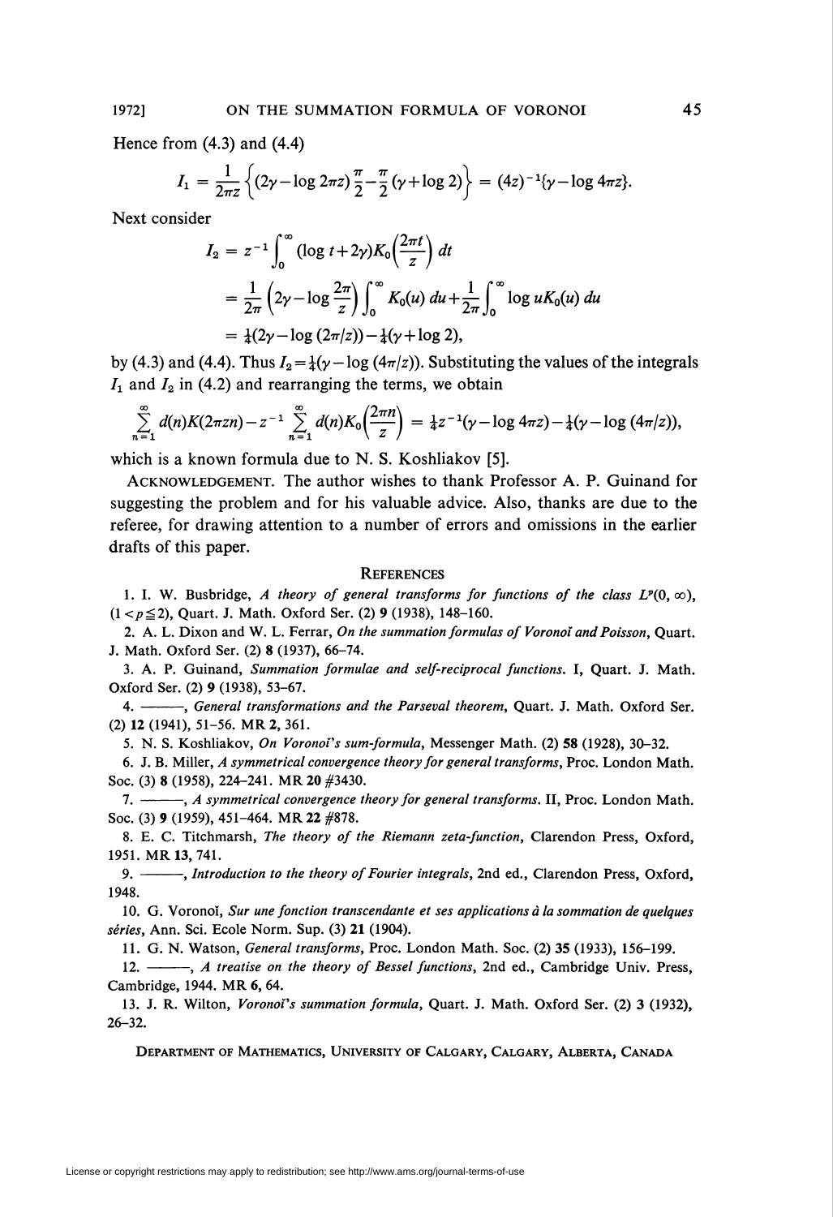Hence from (4.3) and (4.4)

$$I_1 = \frac{1}{2\pi z}\left\{(2\gamma - \log 2\pi z)\frac{\pi}{2} - \frac{\pi}{2}(\gamma + \log 2)\right\} = (4z)^{-1}\{\gamma - \log 4\pi z\}.$$

Next consider

$$\begin{aligned} I_2 &= z^{-1}\int_0^\infty (\log t + 2\gamma) K_0\left(\frac{2\pi t}{z}\right) dt \\ &= \frac{1}{2\pi}\left(2\gamma - \log\frac{2\pi}{z}\right)\int_0^\infty K_0(u)\,du + \frac{1}{2\pi}\int_0^\infty \log u K_0(u)\,du \\ &= \tfrac{1}{4}(2\gamma - \log(2\pi/z)) - \tfrac{1}{4}(\gamma + \log 2), \end{aligned}$$

by (4.3) and (4.4). Thus $I_2 = \frac{1}{4}(\gamma - \log(4\pi/z))$. Substituting the values of the integrals $I_1$ and $I_2$ in (4.2) and rearranging the terms, we obtain

$$\sum_{n=1}^\infty d(n)K(2\pi zn) - z^{-1}\sum_{n=1}^\infty d(n)K_0\left(\frac{2\pi n}{z}\right) = \tfrac{1}{4}z^{-1}(\gamma - \log 4\pi z) - \tfrac{1}{4}(\gamma - \log(4\pi/z)),$$

which is a known formula due to N. S. Koshliakov [5].

Acknowledgement. The author wishes to thank Professor A. P. Guinand for suggesting the problem and for his valuable advice. Also, thanks are due to the referee, for drawing attention to a number of errors and omissions in the earlier drafts of this paper.

## References

1. I. W. Busbridge, *A theory of general transforms for functions of the class $L^p(0, \infty)$, $(1 < p \leqq 2)$*, Quart. J. Math. Oxford Ser. (2) **9** (1938), 148–160.

2. A. L. Dixon and W. L. Ferrar, *On the summation formulas of Voronoï and Poisson*, Quart. J. Math. Oxford Ser. (2) **8** (1937), 66–74.

3. A. P. Guinand, *Summation formulae and self-reciprocal functions*. I, Quart. J. Math. Oxford Ser. (2) **9** (1938), 53–67.

4. ———, *General transformations and the Parseval theorem*, Quart. J. Math. Oxford Ser. (2) **12** (1941), 51–56. MR **2**, 361.

5. N. S. Koshliakov, *On Voronoi's sum-formula*, Messenger Math. (2) **58** (1928), 30–32.

6. J. B. Miller, *A symmetrical convergence theory for general transforms*, Proc. London Math. Soc. (3) **8** (1958), 224–241. MR **20** #3430.

7. ———, *A symmetrical convergence theory for general transforms*. II, Proc. London Math. Soc. (3) **9** (1959), 451–464. MR **22** #878.

8. E. C. Titchmarsh, *The theory of the Riemann zeta-function*, Clarendon Press, Oxford, 1951. MR **13**, 741.

9. ———, *Introduction to the theory of Fourier integrals*, 2nd ed., Clarendon Press, Oxford, 1948.

10. G. Voronoï, *Sur une fonction transcendante et ses applications à la sommation de quelques séries*, Ann. Sci. Ecole Norm. Sup. (3) **21** (1904).

11. G. N. Watson, *General transforms*, Proc. London Math. Soc. (2) **35** (1933), 156–199.

12. ———, *A treatise on the theory of Bessel functions*, 2nd ed., Cambridge Univ. Press, Cambridge, 1944. MR **6**, 64.

13. J. R. Wilton, *Voronoi's summation formula*, Quart. J. Math. Oxford Ser. (2) **3** (1932), 26–32.

Department of Mathematics, University of Calgary, Calgary, Alberta, Canada